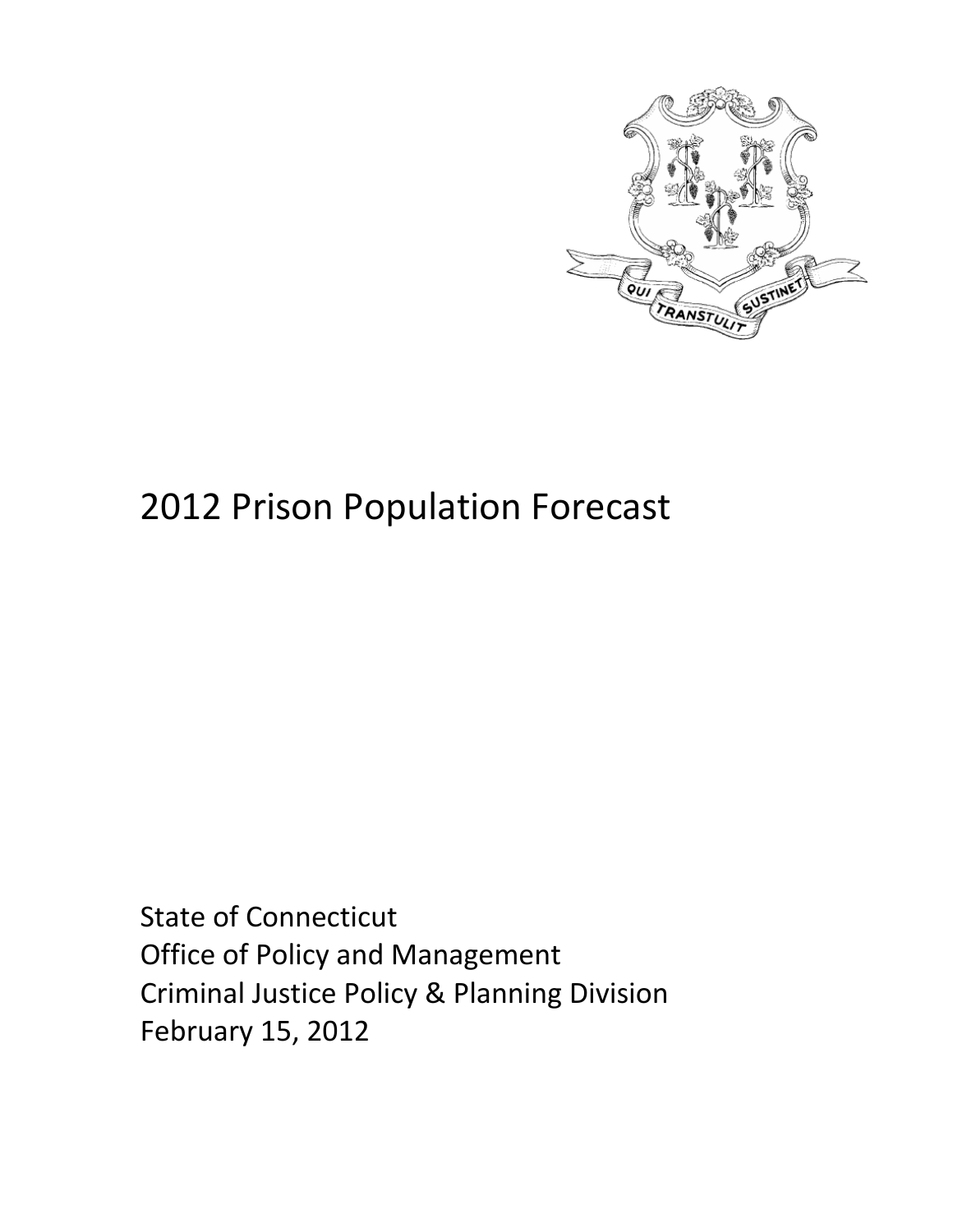# 2012 Prison Population Forecast

State of Connecticut
Office of Policy and Management
Criminal Justice Policy & Planning Division
February 15, 2012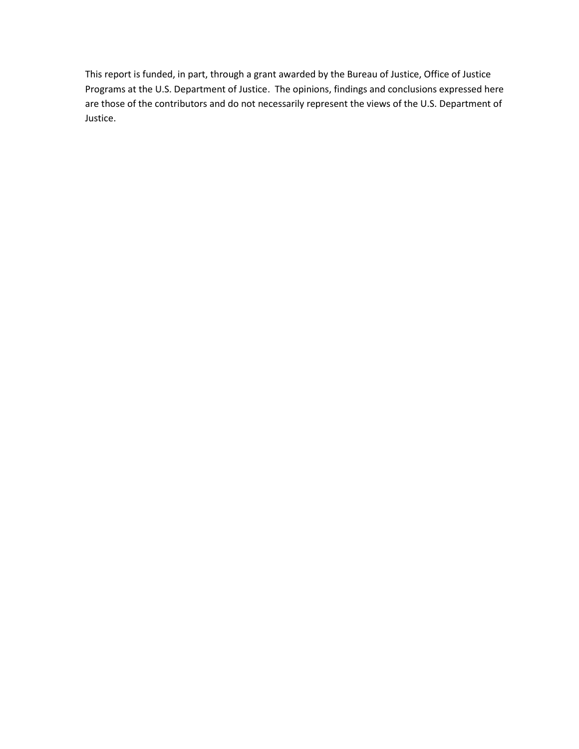This report is funded, in part, through a grant awarded by the Bureau of Justice, Office of Justice Programs at the U.S. Department of Justice. The opinions, findings and conclusions expressed here are those of the contributors and do not necessarily represent the views of the U.S. Department of Justice.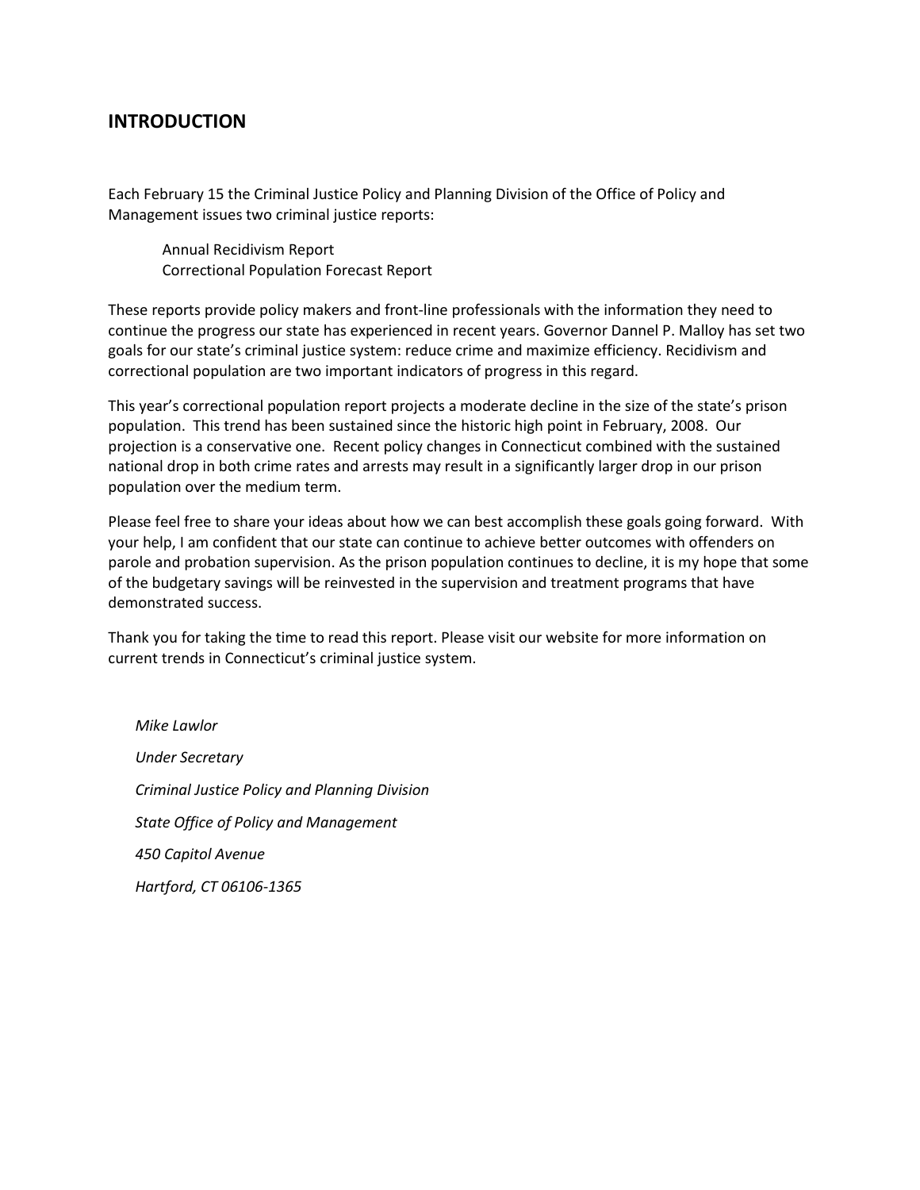## INTRODUCTION

Each February 15 the Criminal Justice Policy and Planning Division of the Office of Policy and Management issues two criminal justice reports:

> Annual Recidivism Report
> Correctional Population Forecast Report

These reports provide policy makers and front-line professionals with the information they need to continue the progress our state has experienced in recent years. Governor Dannel P. Malloy has set two goals for our state's criminal justice system: reduce crime and maximize efficiency. Recidivism and correctional population are two important indicators of progress in this regard.

This year's correctional population report projects a moderate decline in the size of the state's prison population. This trend has been sustained since the historic high point in February, 2008. Our projection is a conservative one. Recent policy changes in Connecticut combined with the sustained national drop in both crime rates and arrests may result in a significantly larger drop in our prison population over the medium term.

Please feel free to share your ideas about how we can best accomplish these goals going forward. With your help, I am confident that our state can continue to achieve better outcomes with offenders on parole and probation supervision. As the prison population continues to decline, it is my hope that some of the budgetary savings will be reinvested in the supervision and treatment programs that have demonstrated success.

Thank you for taking the time to read this report. Please visit our website for more information on current trends in Connecticut's criminal justice system.

*Mike Lawlor*

*Under Secretary*

*Criminal Justice Policy and Planning Division*

*State Office of Policy and Management*

*450 Capitol Avenue*

*Hartford, CT 06106-1365*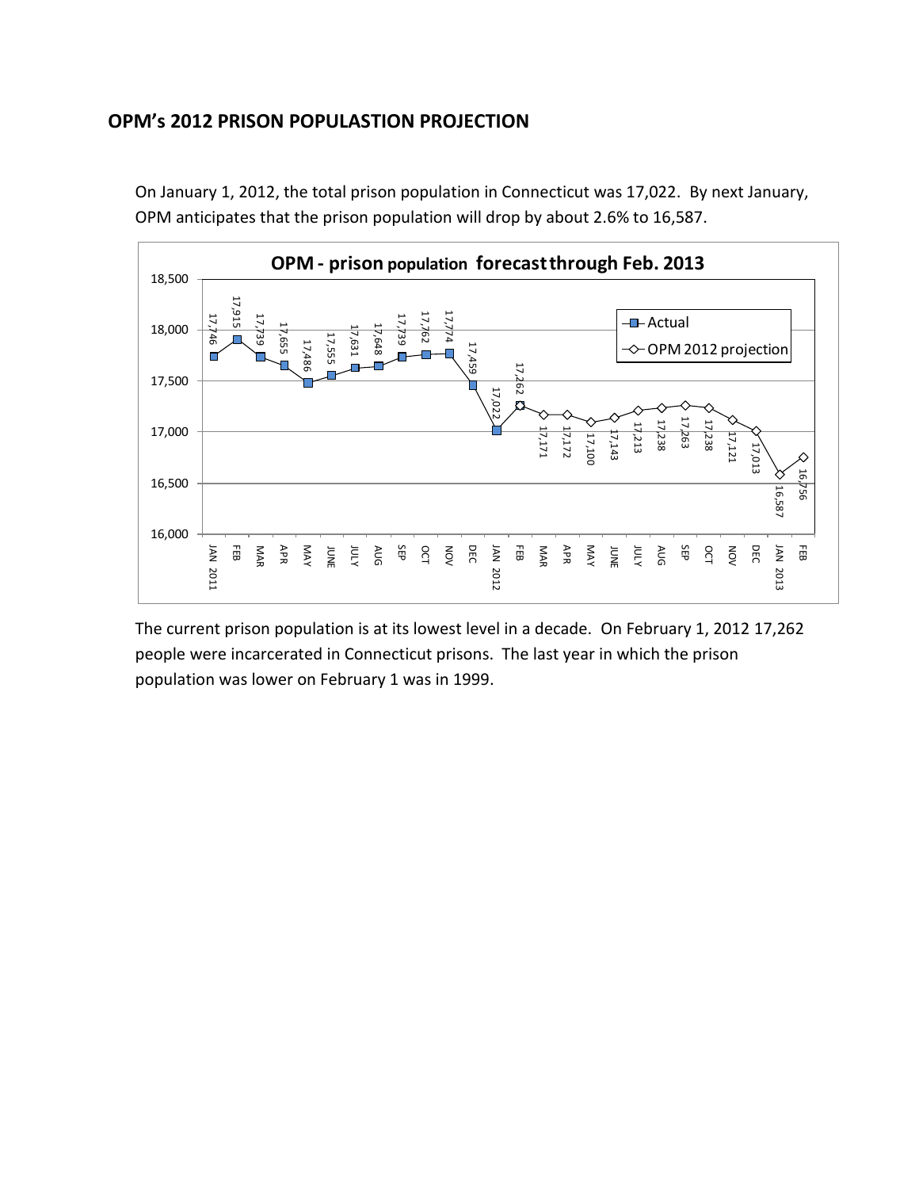## OPM's 2012 PRISON POPULASTION PROJECTION

On January 1, 2012, the total prison population in Connecticut was 17,022. By next January, OPM anticipates that the prison population will drop by about 2.6% to 16,587.

**OPM - prison population forecast through Feb. 2013**

| Month | Actual | OPM 2012 projection |
|---|---|---|
| JAN 2011 | 17,746 | |
| FEB | 17,915 | |
| MAR | 17,739 | |
| APR | 17,655 | |
| MAY | 17,486 | |
| JUNE | 17,555 | |
| JULY | 17,631 | |
| AUG | 17,648 | |
| SEP | 17,739 | |
| OCT | 17,762 | |
| NOV | 17,774 | |
| DEC | 17,459 | |
| JAN 2012 | 17,022 | |
| FEB | 17,262 | 17,262 |
| MAR | | 17,171 |
| APR | | 17,172 |
| MAY | | 17,100 |
| JUNE | | 17,143 |
| JULY | | 17,213 |
| AUG | | 17,238 |
| SEP | | 17,263 |
| OCT | | 17,238 |
| NOV | | 17,121 |
| DEC | | 17,013 |
| JAN 2013 | | 16,587 |
| FEB | | 16,756 |

The current prison population is at its lowest level in a decade. On February 1, 2012 17,262 people were incarcerated in Connecticut prisons. The last year in which the prison population was lower on February 1 was in 1999.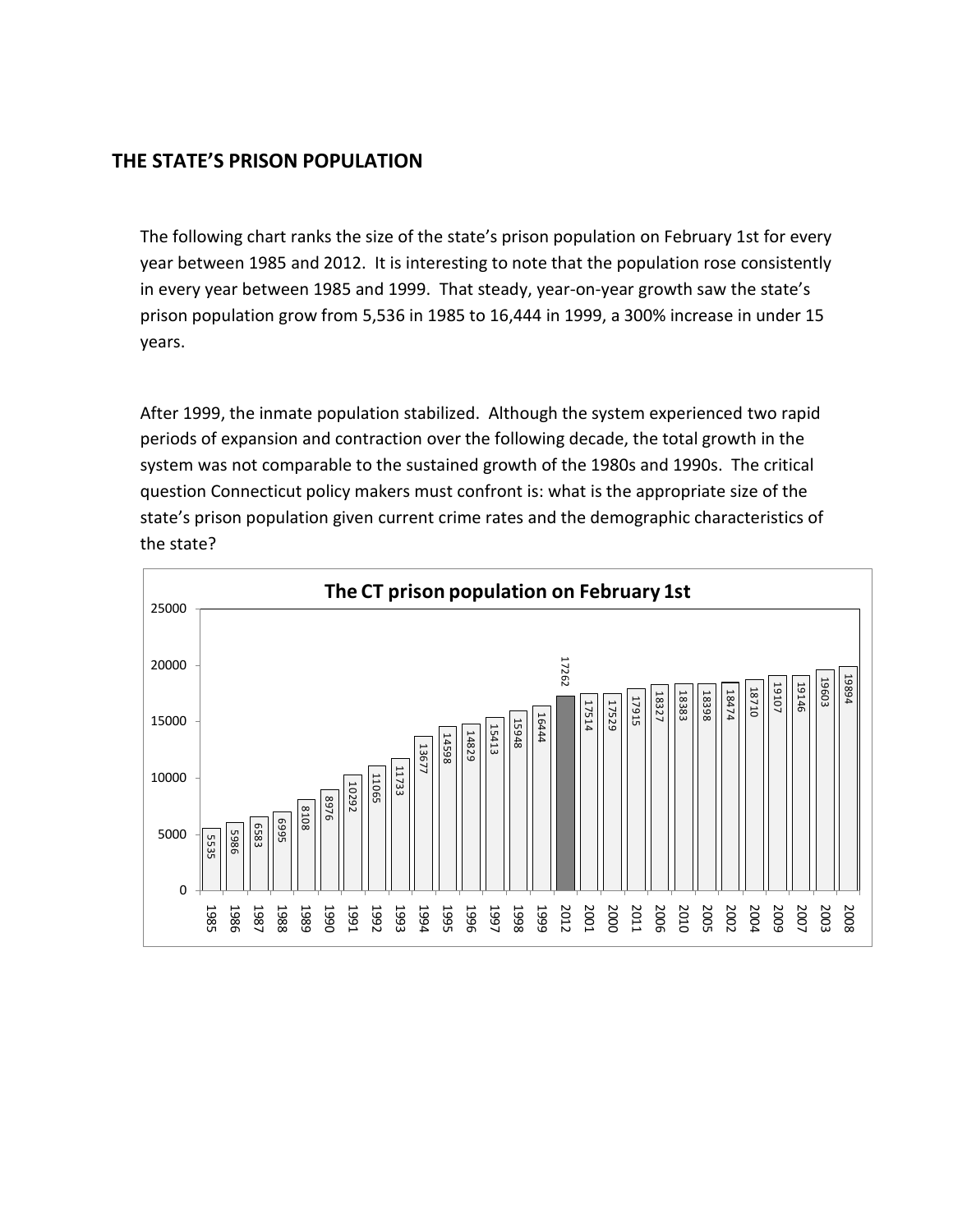## THE STATE'S PRISON POPULATION

The following chart ranks the size of the state's prison population on February 1st for every year between 1985 and 2012. It is interesting to note that the population rose consistently in every year between 1985 and 1999. That steady, year-on-year growth saw the state's prison population grow from 5,536 in 1985 to 16,444 in 1999, a 300% increase in under 15 years.

After 1999, the inmate population stabilized. Although the system experienced two rapid periods of expansion and contraction over the following decade, the total growth in the system was not comparable to the sustained growth of the 1980s and 1990s. The critical question Connecticut policy makers must confront is: what is the appropriate size of the state's prison population given current crime rates and the demographic characteristics of the state?

**The CT prison population on February 1st**

| Year | Population |
| --- | --- |
| 1985 | 5535 |
| 1986 | 5986 |
| 1987 | 6583 |
| 1988 | 6995 |
| 1989 | 8108 |
| 1990 | 8976 |
| 1991 | 10292 |
| 1992 | 11065 |
| 1993 | 11733 |
| 1994 | 13677 |
| 1995 | 14598 |
| 1996 | 14829 |
| 1997 | 15413 |
| 1998 | 15948 |
| 1999 | 16444 |
| 2012 | 17262 |
| 2001 | 17514 |
| 2000 | 17529 |
| 2011 | 17915 |
| 2006 | 18327 |
| 2010 | 18383 |
| 2005 | 18398 |
| 2002 | 18474 |
| 2004 | 18710 |
| 2009 | 19107 |
| 2007 | 19146 |
| 2003 | 19603 |
| 2008 | 19894 |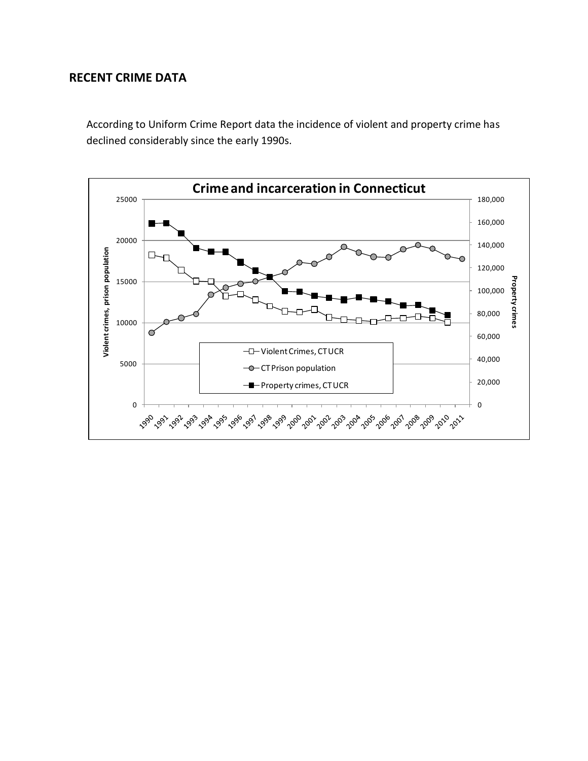## RECENT CRIME DATA

According to Uniform Crime Report data the incidence of violent and property crime has declined considerably since the early 1990s.

**Crime and incarceration in Connecticut**

Violent crimes, prison population

25000
20000
15000
10000
5000
0

Property crimes

180,000
160,000
140,000
120,000
100,000
80,000
60,000
40,000
20,000
0

1990 1991 1992 1993 1994 1995 1996 1997 1998 1999 2000 2001 2002 2003 2004 2005 2006 2007 2008 2009 2010 2011

Violent Crimes, CT UCR

CT Prison population

Property crimes, CT UCR